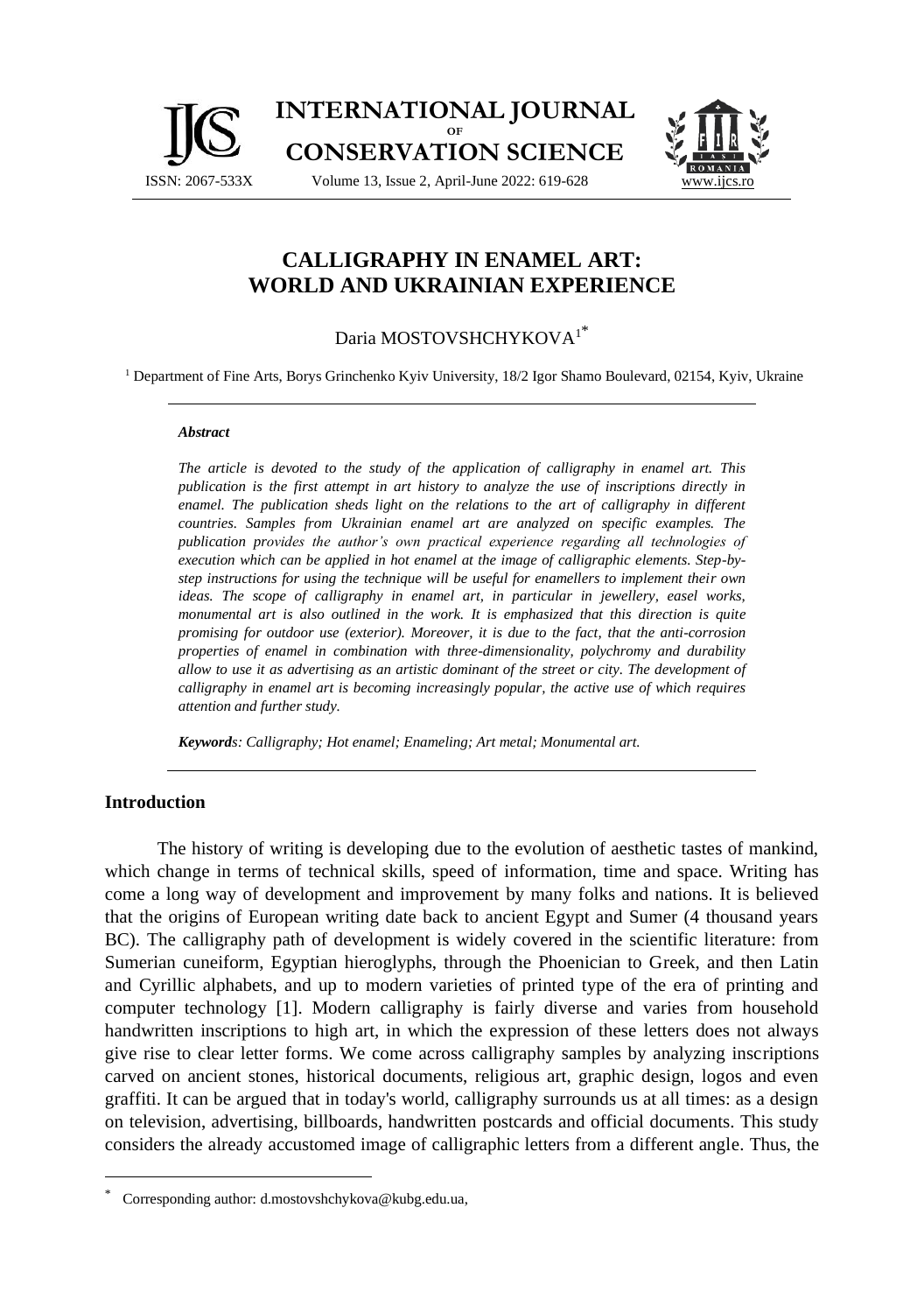# CALLIGRAPHY IN ENAMEL ART: WORLD AND UKRAINIAN EXPERIENCE

Daria MOSTOVSHCHYKOVA[1*]

[1] Department of Fine Arts, Borys Grinchenko Kyiv University, 18/2 Igor Shamo Boulevard, 02154, Kyiv, Ukraine

### *Abstract*

*The article is devoted to the study of the application of calligraphy in enamel art. This publication is the first attempt in art history to analyze the use of inscriptions directly in enamel. The publication sheds light on the relations to the art of calligraphy in different countries. Samples from Ukrainian enamel art are analyzed on specific examples. The publication provides the author's own practical experience regarding all technologies of execution which can be applied in hot enamel at the image of calligraphic elements. Step-by-step instructions for using the technique will be useful for enamellers to implement their own ideas. The scope of calligraphy in enamel art, in particular in jewellery, easel works, monumental art is also outlined in the work. It is emphasized that this direction is quite promising for outdoor use (exterior). Moreover, it is due to the fact, that the anti-corrosion properties of enamel in combination with three-dimensionality, polychromy and durability allow to use it as advertising as an artistic dominant of the street or city. The development of calligraphy in enamel art is becoming increasingly popular, the active use of which requires attention and further study.*

***Keywords**: Calligraphy; Hot enamel; Enameling; Art metal; Monumental art.*

## Introduction

The history of writing is developing due to the evolution of aesthetic tastes of mankind, which change in terms of technical skills, speed of information, time and space. Writing has come a long way of development and improvement by many folks and nations. It is believed that the origins of European writing date back to ancient Egypt and Sumer (4 thousand years BC). The calligraphy path of development is widely covered in the scientific literature: from Sumerian cuneiform, Egyptian hieroglyphs, through the Phoenician to Greek, and then Latin and Cyrillic alphabets, and up to modern varieties of printed type of the era of printing and computer technology [1]. Modern calligraphy is fairly diverse and varies from household handwritten inscriptions to high art, in which the expression of these letters does not always give rise to clear letter forms. We come across calligraphy samples by analyzing inscriptions carved on ancient stones, historical documents, religious art, graphic design, logos and even graffiti. It can be argued that in today's world, calligraphy surrounds us at all times: as a design on television, advertising, billboards, handwritten postcards and official documents. This study considers the already accustomed image of calligraphic letters from a different angle. Thus, the

[*] Corresponding author: d.mostovshchykova@kubg.edu.ua,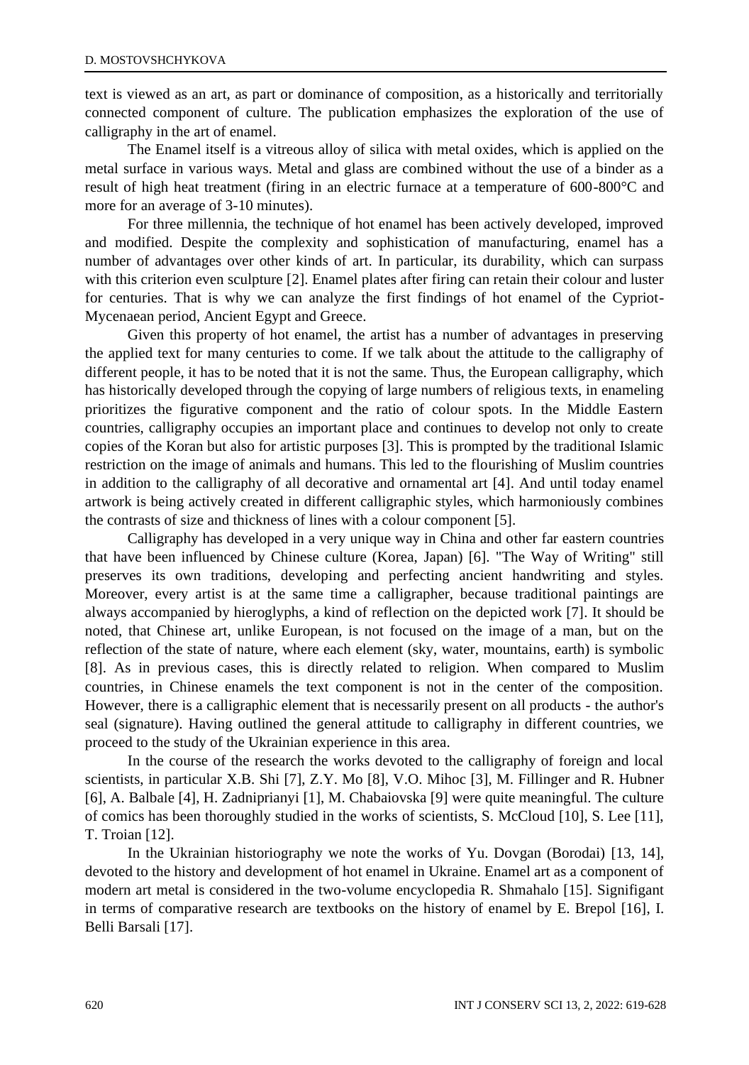text is viewed as an art, as part or dominance of composition, as a historically and territorially connected component of culture. The publication emphasizes the exploration of the use of calligraphy in the art of enamel.

The Enamel itself is a vitreous alloy of silica with metal oxides, which is applied on the metal surface in various ways. Metal and glass are combined without the use of a binder as a result of high heat treatment (firing in an electric furnace at a temperature of 600-800°C and more for an average of 3-10 minutes).

For three millennia, the technique of hot enamel has been actively developed, improved and modified. Despite the complexity and sophistication of manufacturing, enamel has a number of advantages over other kinds of art. In particular, its durability, which can surpass with this criterion even sculpture [2]. Enamel plates after firing can retain their colour and luster for centuries. That is why we can analyze the first findings of hot enamel of the Cypriot-Mycenaean period, Ancient Egypt and Greece.

Given this property of hot enamel, the artist has a number of advantages in preserving the applied text for many centuries to come. If we talk about the attitude to the calligraphy of different people, it has to be noted that it is not the same. Thus, the European calligraphy, which has historically developed through the copying of large numbers of religious texts, in enameling prioritizes the figurative component and the ratio of colour spots. In the Middle Eastern countries, calligraphy occupies an important place and continues to develop not only to create copies of the Koran but also for artistic purposes [3]. This is prompted by the traditional Islamic restriction on the image of animals and humans. This led to the flourishing of Muslim countries in addition to the calligraphy of all decorative and ornamental art [4]. And until today enamel artwork is being actively created in different calligraphic styles, which harmoniously combines the contrasts of size and thickness of lines with a colour component [5].

Calligraphy has developed in a very unique way in China and other far eastern countries that have been influenced by Chinese culture (Korea, Japan) [6]. "The Way of Writing" still preserves its own traditions, developing and perfecting ancient handwriting and styles. Moreover, every artist is at the same time a calligrapher, because traditional paintings are always accompanied by hieroglyphs, a kind of reflection on the depicted work [7]. It should be noted, that Chinese art, unlike European, is not focused on the image of a man, but on the reflection of the state of nature, where each element (sky, water, mountains, earth) is symbolic [8]. As in previous cases, this is directly related to religion. When compared to Muslim countries, in Chinese enamels the text component is not in the center of the composition. However, there is a calligraphic element that is necessarily present on all products - the author's seal (signature). Having outlined the general attitude to calligraphy in different countries, we proceed to the study of the Ukrainian experience in this area.

In the course of the research the works devoted to the calligraphy of foreign and local scientists, in particular X.B. Shi [7], Z.Y. Mo [8], V.O. Mihoc [3], M. Fillinger and R. Hubner [6], A. Balbale [4], H. Zadniprianyi [1], M. Chabaiovska [9] were quite meaningful. The culture of comics has been thoroughly studied in the works of scientists, S. McCloud [10], S. Lee [11], T. Troian [12].

In the Ukrainian historiography we note the works of Yu. Dovgan (Borodai) [13, 14], devoted to the history and development of hot enamel in Ukraine. Enamel art as a component of modern art metal is considered in the two-volume encyclopedia R. Shmahalo [15]. Signifigant in terms of comparative research are textbooks on the history of enamel by E. Brepol [16], I. Belli Barsali [17].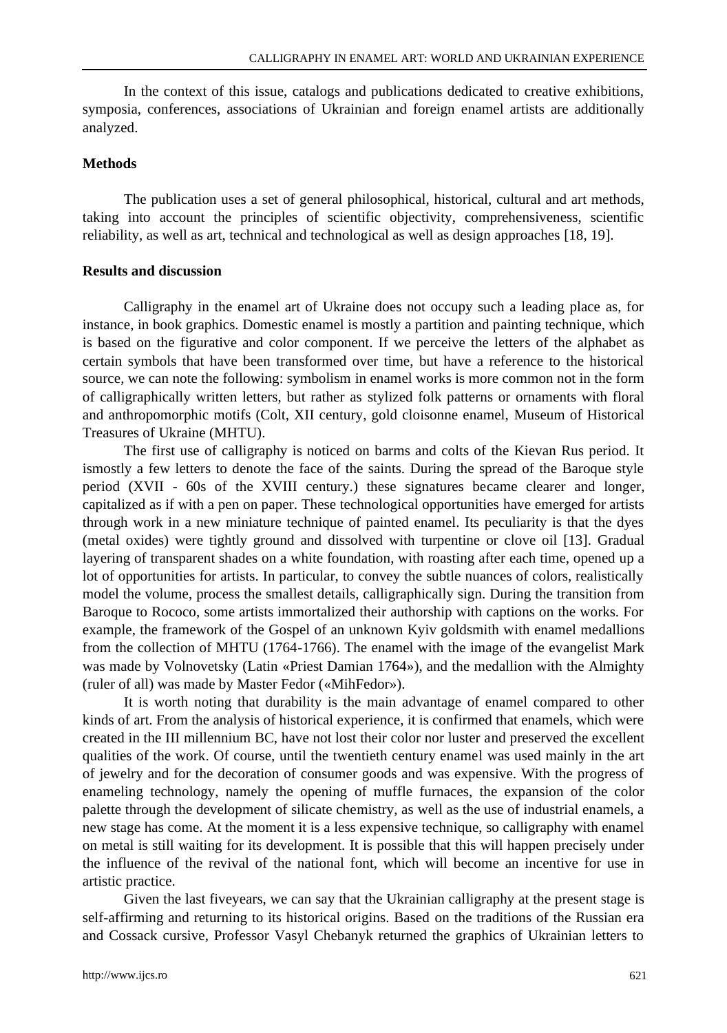In the context of this issue, catalogs and publications dedicated to creative exhibitions, symposia, conferences, associations of Ukrainian and foreign enamel artists are additionally analyzed.

## Methods

The publication uses a set of general philosophical, historical, cultural and art methods, taking into account the principles of scientific objectivity, comprehensiveness, scientific reliability, as well as art, technical and technological as well as design approaches [18, 19].

## Results and discussion

Calligraphy in the enamel art of Ukraine does not occupy such a leading place as, for instance, in book graphics. Domestic enamel is mostly a partition and painting technique, which is based on the figurative and color component. If we perceive the letters of the alphabet as certain symbols that have been transformed over time, but have a reference to the historical source, we can note the following: symbolism in enamel works is more common not in the form of calligraphically written letters, but rather as stylized folk patterns or ornaments with floral and anthropomorphic motifs (Colt, XII century, gold cloisonne enamel, Museum of Historical Treasures of Ukraine (MHTU).

The first use of calligraphy is noticed on barms and colts of the Kievan Rus period. It ismostly a few letters to denote the face of the saints. During the spread of the Baroque style period (XVII - 60s of the XVIII century.) these signatures became clearer and longer, capitalized as if with a pen on paper. These technological opportunities have emerged for artists through work in a new miniature technique of painted enamel. Its peculiarity is that the dyes (metal oxides) were tightly ground and dissolved with turpentine or clove oil [13]. Gradual layering of transparent shades on a white foundation, with roasting after each time, opened up a lot of opportunities for artists. In particular, to convey the subtle nuances of colors, realistically model the volume, process the smallest details, calligraphically sign. During the transition from Baroque to Rococo, some artists immortalized their authorship with captions on the works. For example, the framework of the Gospel of an unknown Kyiv goldsmith with enamel medallions from the collection of MHTU (1764-1766). The enamel with the image of the evangelist Mark was made by Volnovetsky (Latin «Priest Damian 1764»), and the medallion with the Almighty (ruler of all) was made by Master Fedor («MihFedor»).

It is worth noting that durability is the main advantage of enamel compared to other kinds of art. From the analysis of historical experience, it is confirmed that enamels, which were created in the III millennium BC, have not lost their color nor luster and preserved the excellent qualities of the work. Of course, until the twentieth century enamel was used mainly in the art of jewelry and for the decoration of consumer goods and was expensive. With the progress of enameling technology, namely the opening of muffle furnaces, the expansion of the color palette through the development of silicate chemistry, as well as the use of industrial enamels, a new stage has come. At the moment it is a less expensive technique, so calligraphy with enamel on metal is still waiting for its development. It is possible that this will happen precisely under the influence of the revival of the national font, which will become an incentive for use in artistic practice.

Given the last fiveyears, we can say that the Ukrainian calligraphy at the present stage is self-affirming and returning to its historical origins. Based on the traditions of the Russian era and Cossack cursive, Professor Vasyl Chebanyk returned the graphics of Ukrainian letters to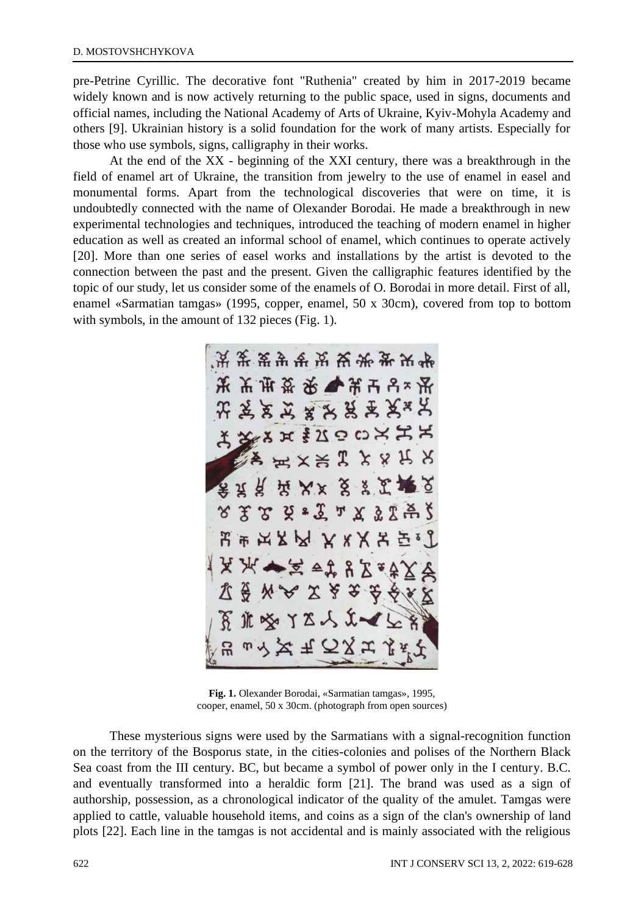pre-Petrine Cyrillic. The decorative font "Ruthenia" created by him in 2017-2019 became widely known and is now actively returning to the public space, used in signs, documents and official names, including the National Academy of Arts of Ukraine, Kyiv-Mohyla Academy and others [9]. Ukrainian history is a solid foundation for the work of many artists. Especially for those who use symbols, signs, calligraphy in their works.

At the end of the XX - beginning of the XXI century, there was a breakthrough in the field of enamel art of Ukraine, the transition from jewelry to the use of enamel in easel and monumental forms. Apart from the technological discoveries that were on time, it is undoubtedly connected with the name of Olexander Borodai. He made a breakthrough in new experimental technologies and techniques, introduced the teaching of modern enamel in higher education as well as created an informal school of enamel, which continues to operate actively [20]. More than one series of easel works and installations by the artist is devoted to the connection between the past and the present. Given the calligraphic features identified by the topic of our study, let us consider some of the enamels of O. Borodai in more detail. First of all, enamel «Sarmatian tamgas» (1995, copper, enamel, 50 x 30cm), covered from top to bottom with symbols, in the amount of 132 pieces (Fig. 1).

**Fig. 1.** Olexander Borodai, «Sarmatian tamgas», 1995, cooper, enamel, 50 x 30cm. (photograph from open sources)

These mysterious signs were used by the Sarmatians with a signal-recognition function on the territory of the Bosporus state, in the cities-colonies and polises of the Northern Black Sea coast from the III century. BC, but became a symbol of power only in the I century. B.C. and eventually transformed into a heraldic form [21]. The brand was used as a sign of authorship, possession, as a chronological indicator of the quality of the amulet. Tamgas were applied to cattle, valuable household items, and coins as a sign of the clan's ownership of land plots [22]. Each line in the tamgas is not accidental and is mainly associated with the religious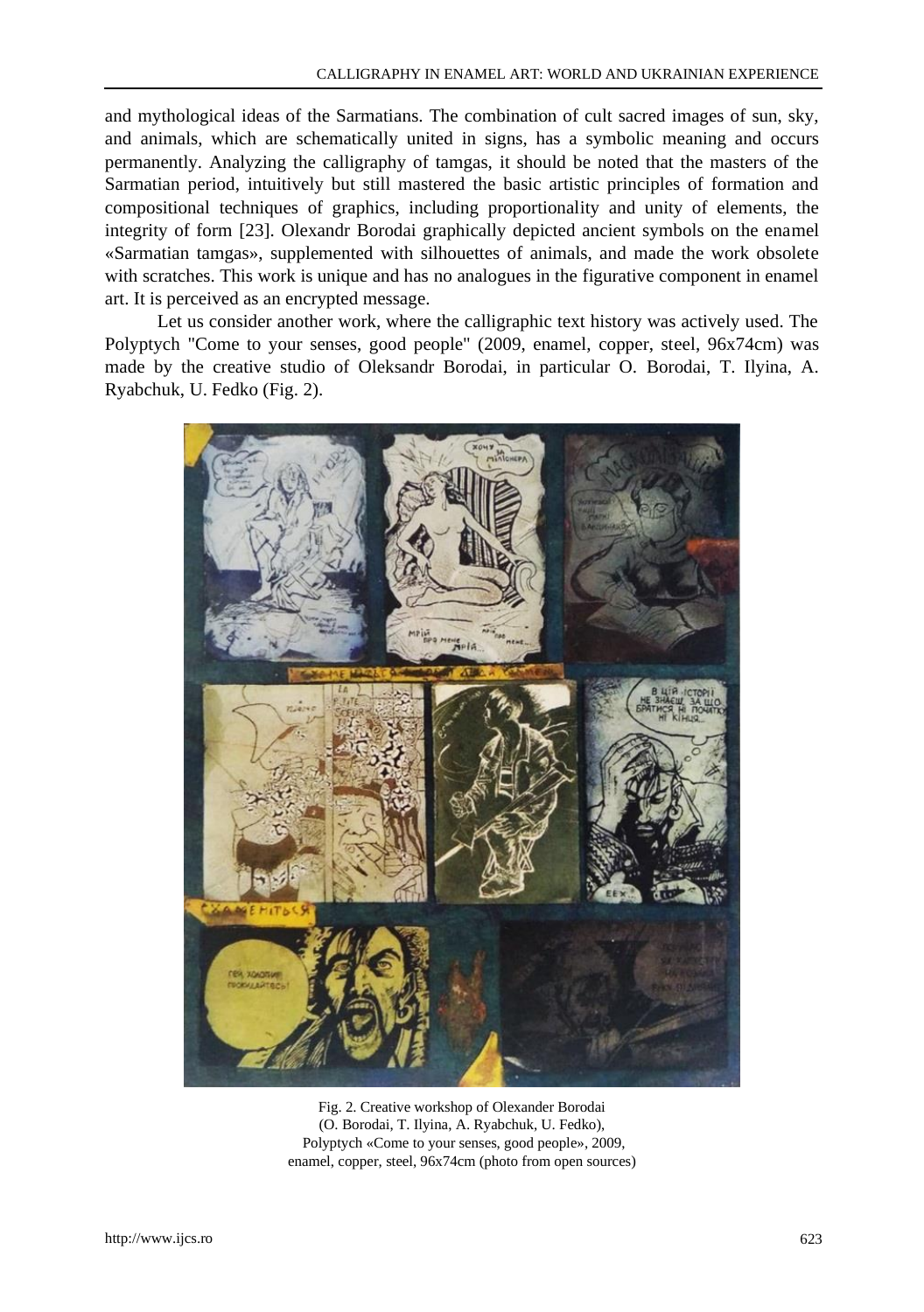and mythological ideas of the Sarmatians. The combination of cult sacred images of sun, sky, and animals, which are schematically united in signs, has a symbolic meaning and occurs permanently. Analyzing the calligraphy of tamgas, it should be noted that the masters of the Sarmatian period, intuitively but still mastered the basic artistic principles of formation and compositional techniques of graphics, including proportionality and unity of elements, the integrity of form [23]. Olexandr Borodai graphically depicted ancient symbols on the enamel «Sarmatian tamgas», supplemented with silhouettes of animals, and made the work obsolete with scratches. This work is unique and has no analogues in the figurative component in enamel art. It is perceived as an encrypted message.

Let us consider another work, where the calligraphic text history was actively used. The Polyptych "Come to your senses, good people" (2009, enamel, copper, steel, 96x74cm) was made by the creative studio of Oleksandr Borodai, in particular O. Borodai, T. Ilyina, A. Ryabchuk, U. Fedko (Fig. 2).

Fig. 2. Creative workshop of Olexander Borodai (O. Borodai, T. Ilyina, A. Ryabchuk, U. Fedko), Polyptych «Come to your senses, good people», 2009, enamel, copper, steel, 96x74cm (photo from open sources)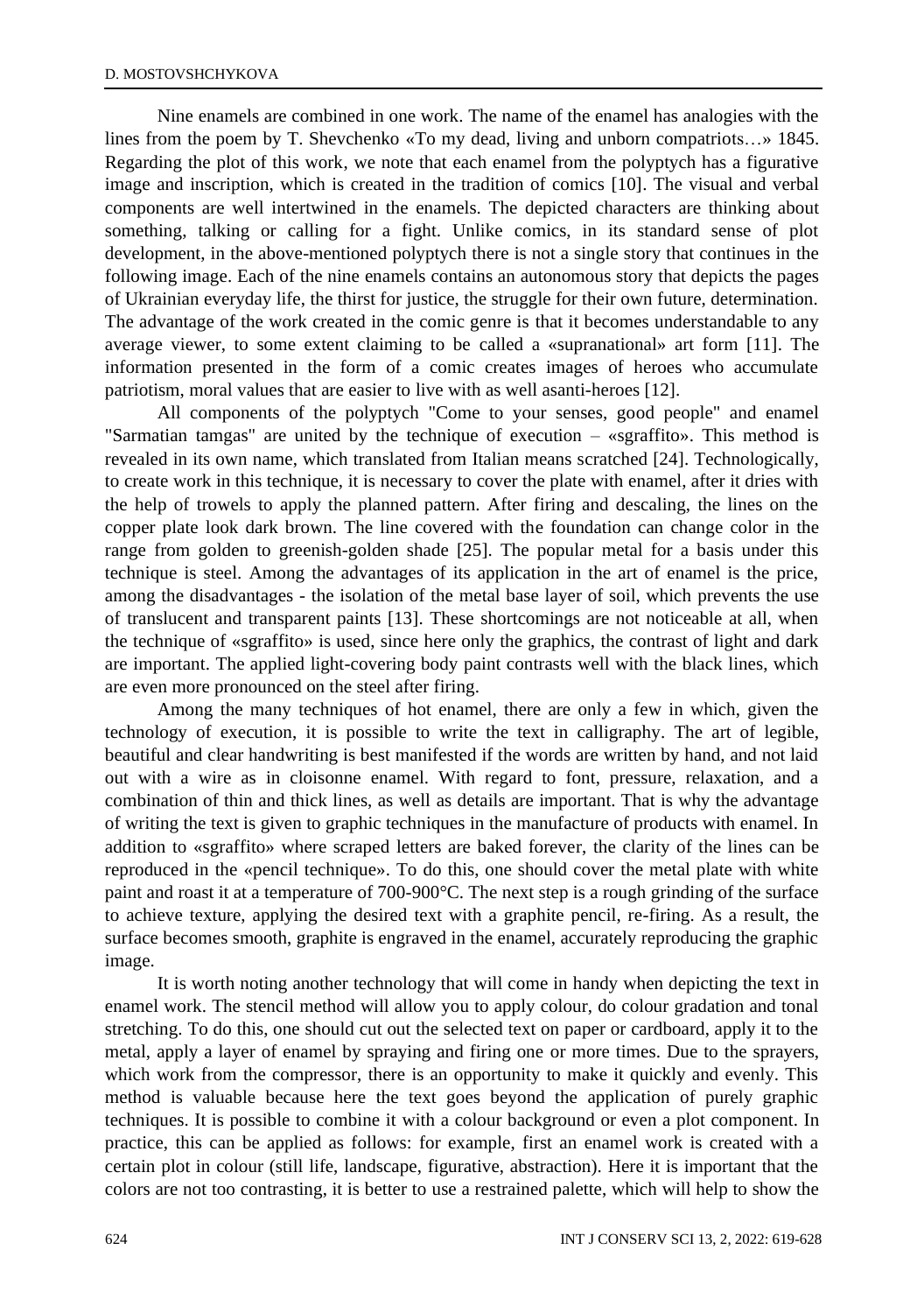Nine enamels are combined in one work. The name of the enamel has analogies with the lines from the poem by T. Shevchenko «To my dead, living and unborn compatriots…» 1845. Regarding the plot of this work, we note that each enamel from the polyptych has a figurative image and inscription, which is created in the tradition of comics [10]. The visual and verbal components are well intertwined in the enamels. The depicted characters are thinking about something, talking or calling for a fight. Unlike comics, in its standard sense of plot development, in the above-mentioned polyptych there is not a single story that continues in the following image. Each of the nine enamels contains an autonomous story that depicts the pages of Ukrainian everyday life, the thirst for justice, the struggle for their own future, determination. The advantage of the work created in the comic genre is that it becomes understandable to any average viewer, to some extent claiming to be called a «supranational» art form [11]. The information presented in the form of a comic creates images of heroes who accumulate patriotism, moral values that are easier to live with as well asanti-heroes [12].

All components of the polyptych "Come to your senses, good people" and enamel "Sarmatian tamgas" are united by the technique of execution – «sgraffito». This method is revealed in its own name, which translated from Italian means scratched [24]. Technologically, to create work in this technique, it is necessary to cover the plate with enamel, after it dries with the help of trowels to apply the planned pattern. After firing and descaling, the lines on the copper plate look dark brown. The line covered with the foundation can change color in the range from golden to greenish-golden shade [25]. The popular metal for a basis under this technique is steel. Among the advantages of its application in the art of enamel is the price, among the disadvantages - the isolation of the metal base layer of soil, which prevents the use of translucent and transparent paints [13]. These shortcomings are not noticeable at all, when the technique of «sgraffito» is used, since here only the graphics, the contrast of light and dark are important. The applied light-covering body paint contrasts well with the black lines, which are even more pronounced on the steel after firing.

Among the many techniques of hot enamel, there are only a few in which, given the technology of execution, it is possible to write the text in calligraphy. The art of legible, beautiful and clear handwriting is best manifested if the words are written by hand, and not laid out with a wire as in cloisonne enamel. With regard to font, pressure, relaxation, and a combination of thin and thick lines, as well as details are important. That is why the advantage of writing the text is given to graphic techniques in the manufacture of products with enamel. In addition to «sgraffito» where scraped letters are baked forever, the clarity of the lines can be reproduced in the «pencil technique». To do this, one should cover the metal plate with white paint and roast it at a temperature of 700-900°C. The next step is a rough grinding of the surface to achieve texture, applying the desired text with a graphite pencil, re-firing. As a result, the surface becomes smooth, graphite is engraved in the enamel, accurately reproducing the graphic image.

It is worth noting another technology that will come in handy when depicting the text in enamel work. The stencil method will allow you to apply colour, do colour gradation and tonal stretching. To do this, one should cut out the selected text on paper or cardboard, apply it to the metal, apply a layer of enamel by spraying and firing one or more times. Due to the sprayers, which work from the compressor, there is an opportunity to make it quickly and evenly. This method is valuable because here the text goes beyond the application of purely graphic techniques. It is possible to combine it with a colour background or even a plot component. In practice, this can be applied as follows: for example, first an enamel work is created with a certain plot in colour (still life, landscape, figurative, abstraction). Here it is important that the colors are not too contrasting, it is better to use a restrained palette, which will help to show the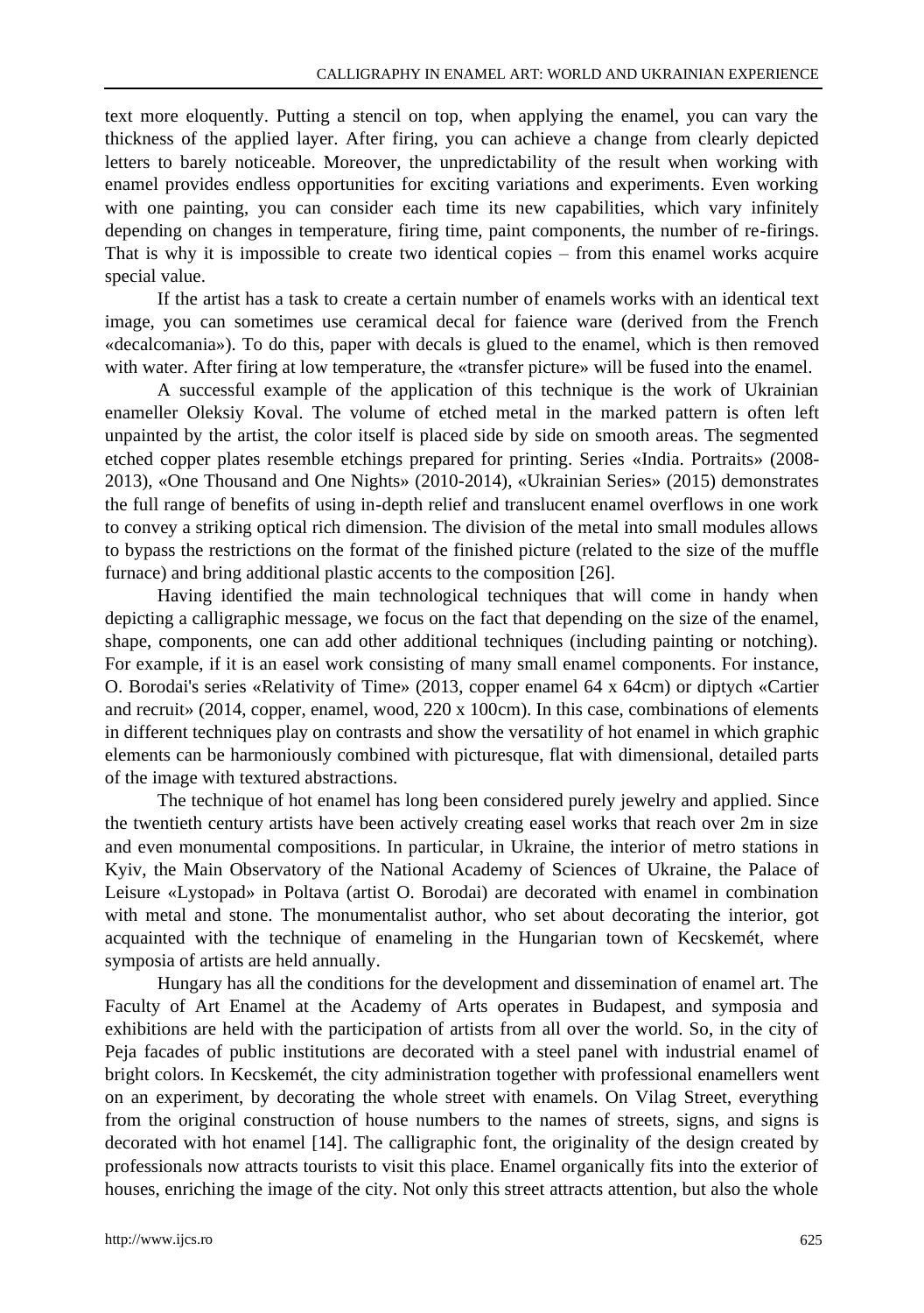text more eloquently. Putting a stencil on top, when applying the enamel, you can vary the thickness of the applied layer. After firing, you can achieve a change from clearly depicted letters to barely noticeable. Moreover, the unpredictability of the result when working with enamel provides endless opportunities for exciting variations and experiments. Even working with one painting, you can consider each time its new capabilities, which vary infinitely depending on changes in temperature, firing time, paint components, the number of re-firings. That is why it is impossible to create two identical copies – from this enamel works acquire special value.

If the artist has a task to create a certain number of enamels works with an identical text image, you can sometimes use ceramical decal for faience ware (derived from the French «decalcomania»). To do this, paper with decals is glued to the enamel, which is then removed with water. After firing at low temperature, the «transfer picture» will be fused into the enamel.

A successful example of the application of this technique is the work of Ukrainian enameller Oleksiy Koval. The volume of etched metal in the marked pattern is often left unpainted by the artist, the color itself is placed side by side on smooth areas. The segmented etched copper plates resemble etchings prepared for printing. Series «India. Portraits» (2008-2013), «One Thousand and One Nights» (2010-2014), «Ukrainian Series» (2015) demonstrates the full range of benefits of using in-depth relief and translucent enamel overflows in one work to convey a striking optical rich dimension. The division of the metal into small modules allows to bypass the restrictions on the format of the finished picture (related to the size of the muffle furnace) and bring additional plastic accents to the composition [26].

Having identified the main technological techniques that will come in handy when depicting a calligraphic message, we focus on the fact that depending on the size of the enamel, shape, components, one can add other additional techniques (including painting or notching). For example, if it is an easel work consisting of many small enamel components. For instance, O. Borodai's series «Relativity of Time» (2013, copper enamel 64 x 64cm) or diptych «Cartier and recruit» (2014, copper, enamel, wood, 220 x 100cm). In this case, combinations of elements in different techniques play on contrasts and show the versatility of hot enamel in which graphic elements can be harmoniously combined with picturesque, flat with dimensional, detailed parts of the image with textured abstractions.

The technique of hot enamel has long been considered purely jewelry and applied. Since the twentieth century artists have been actively creating easel works that reach over 2m in size and even monumental compositions. In particular, in Ukraine, the interior of metro stations in Kyiv, the Main Observatory of the National Academy of Sciences of Ukraine, the Palace of Leisure «Lystopad» in Poltava (artist O. Borodai) are decorated with enamel in combination with metal and stone. The monumentalist author, who set about decorating the interior, got acquainted with the technique of enameling in the Hungarian town of Kecskemét, where symposia of artists are held annually.

Hungary has all the conditions for the development and dissemination of enamel art. The Faculty of Art Enamel at the Academy of Arts operates in Budapest, and symposia and exhibitions are held with the participation of artists from all over the world. So, in the city of Peja facades of public institutions are decorated with a steel panel with industrial enamel of bright colors. In Kecskemét, the city administration together with professional enamellers went on an experiment, by decorating the whole street with enamels. On Vilag Street, everything from the original construction of house numbers to the names of streets, signs, and signs is decorated with hot enamel [14]. The calligraphic font, the originality of the design created by professionals now attracts tourists to visit this place. Enamel organically fits into the exterior of houses, enriching the image of the city. Not only this street attracts attention, but also the whole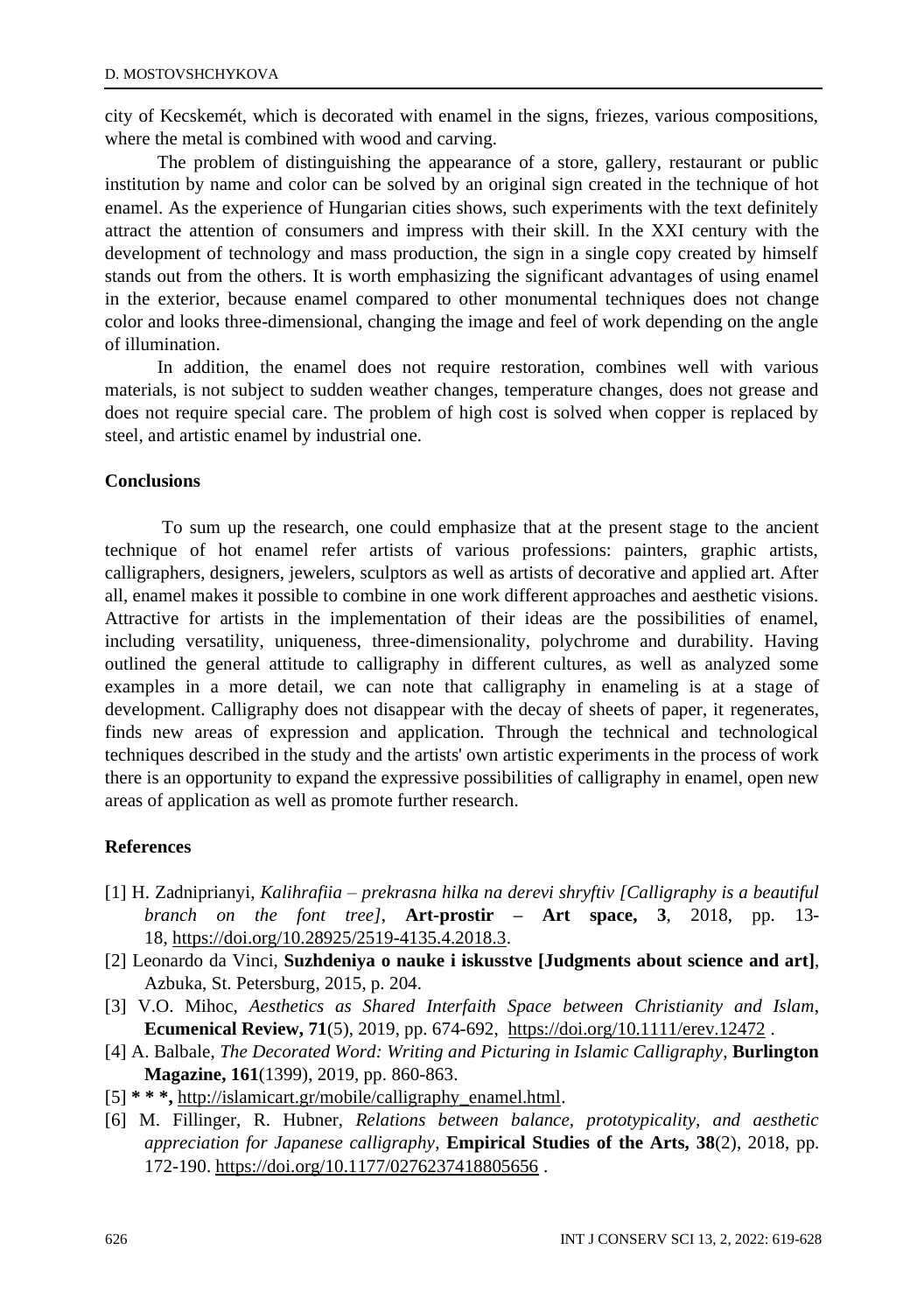city of Kecskemét, which is decorated with enamel in the signs, friezes, various compositions, where the metal is combined with wood and carving.

The problem of distinguishing the appearance of a store, gallery, restaurant or public institution by name and color can be solved by an original sign created in the technique of hot enamel. As the experience of Hungarian cities shows, such experiments with the text definitely attract the attention of consumers and impress with their skill. In the XXI century with the development of technology and mass production, the sign in a single copy created by himself stands out from the others. It is worth emphasizing the significant advantages of using enamel in the exterior, because enamel compared to other monumental techniques does not change color and looks three-dimensional, changing the image and feel of work depending on the angle of illumination.

In addition, the enamel does not require restoration, combines well with various materials, is not subject to sudden weather changes, temperature changes, does not grease and does not require special care. The problem of high cost is solved when copper is replaced by steel, and artistic enamel by industrial one.

## Conclusions

To sum up the research, one could emphasize that at the present stage to the ancient technique of hot enamel refer artists of various professions: painters, graphic artists, calligraphers, designers, jewelers, sculptors as well as artists of decorative and applied art. After all, enamel makes it possible to combine in one work different approaches and aesthetic visions. Attractive for artists in the implementation of their ideas are the possibilities of enamel, including versatility, uniqueness, three-dimensionality, polychrome and durability. Having outlined the general attitude to calligraphy in different cultures, as well as analyzed some examples in a more detail, we can note that calligraphy in enameling is at a stage of development. Calligraphy does not disappear with the decay of sheets of paper, it regenerates, finds new areas of expression and application. Through the technical and technological techniques described in the study and the artists' own artistic experiments in the process of work there is an opportunity to expand the expressive possibilities of calligraphy in enamel, open new areas of application as well as promote further research.

## References

[1] H. Zadniprianyi, *Kalihrafiia – prekrasna hilka na derevi shryftiv [Calligraphy is a beautiful branch on the font tree]*, **Art-prostir – Art space, 3**, 2018, pp. 13-18, https://doi.org/10.28925/2519-4135.4.2018.3.

[2] Leonardo da Vinci, **Suzhdeniya o nauke i iskusstve [Judgments about science and art]**, Azbuka, St. Petersburg, 2015, p. 204.

[3] V.O. Mihoc, *Aesthetics as Shared Interfaith Space between Christianity and Islam*, **Ecumenical Review, 71**(5), 2019, pp. 674-692, https://doi.org/10.1111/erev.12472 .

[4] A. Balbale, *The Decorated Word: Writing and Picturing in Islamic Calligraphy*, **Burlington Magazine, 161**(1399), 2019, pp. 860-863.

[5] **\* \* \*,** http://islamicart.gr/mobile/calligraphy_enamel.html.

[6] M. Fillinger, R. Hubner, *Relations between balance, prototypicality, and aesthetic appreciation for Japanese calligraphy*, **Empirical Studies of the Arts, 38**(2), 2018, pp. 172-190. https://doi.org/10.1177/0276237418805656 .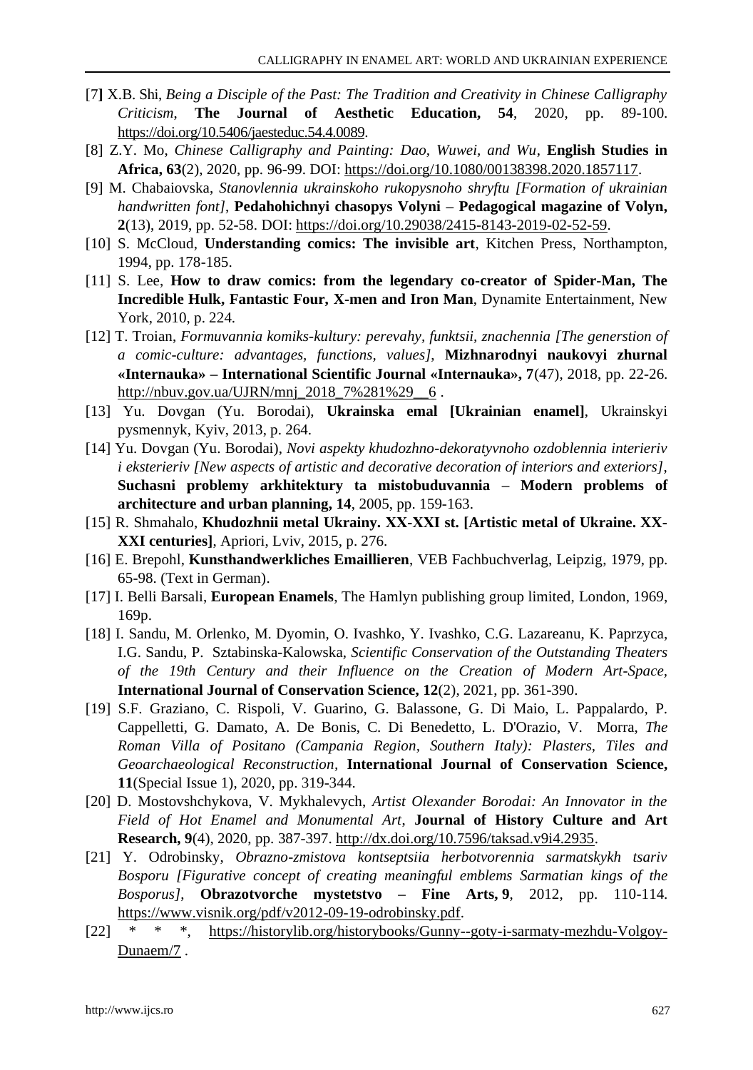[7] X.B. Shi, *Being a Disciple of the Past: The Tradition and Creativity in Chinese Calligraphy Criticism*, **The Journal of Aesthetic Education, 54**, 2020, pp. 89-100. https://doi.org/10.5406/jaesteduc.54.4.0089.

[8] Z.Y. Mo, *Chinese Calligraphy and Painting: Dao, Wuwei, and Wu*, **English Studies in Africa, 63**(2), 2020, pp. 96-99. DOI: https://doi.org/10.1080/00138398.2020.1857117.

[9] M. Chabaiovska, *Stanovlennia ukrainskoho rukopysnoho shryftu [Formation of ukrainian handwritten font]*, **Pedahohichnyi chasopys Volyni – Pedagogical magazine of Volyn, 2**(13), 2019, pp. 52-58. DOI: https://doi.org/10.29038/2415-8143-2019-02-52-59.

[10] S. McCloud, **Understanding comics: The invisible art**, Kitchen Press, Northampton, 1994, pp. 178-185.

[11] S. Lee, **How to draw comics: from the legendary co-creator of Spider-Man, The Incredible Hulk, Fantastic Four, X-men and Iron Man**, Dynamite Entertainment, New York, 2010, p. 224.

[12] T. Troian, *Formuvannia komiks-kultury: perevahy, funktsii, znachennia [The generstion of a comic-culture: advantages, functions, values]*, **Mizhnarodnyi naukovyi zhurnal «Internauka» – International Scientific Journal «Internauka», 7**(47), 2018, pp. 22-26. http://nbuv.gov.ua/UJRN/mnj_2018_7%281%29__6 .

[13] Yu. Dovgan (Yu. Borodai), **Ukrainska emal [Ukrainian enamel]**, Ukrainskyi pysmennyk, Kyiv, 2013, p. 264.

[14] Yu. Dovgan (Yu. Borodai), *Novi aspekty khudozhno-dekoratyvnoho ozdoblennia interieriv i eksterieriv [New aspects of artistic and decorative decoration of interiors and exteriors]*, **Suchasni problemy arkhitektury ta mistobuduvannia – Modern problems of architecture and urban planning, 14**, 2005, pp. 159-163.

[15] R. Shmahalo, **Khudozhnii metal Ukrainy. XX-XXI st. [Artistic metal of Ukraine. XX-XXI centuries]**, Apriori, Lviv, 2015, p. 276.

[16] E. Brepohl, **Kunsthandwerkliches Emaillieren**, VEB Fachbuchverlag, Leipzig, 1979, pp. 65-98. (Text in German).

[17] I. Belli Barsali, **European Enamels**, The Hamlyn publishing group limited, London, 1969, 169p.

[18] I. Sandu, M. Orlenko, M. Dyomin, O. Ivashko, Y. Ivashko, C.G. Lazareanu, K. Paprzyca, I.G. Sandu, P. Sztabinska-Kalowska, *Scientific Conservation of the Outstanding Theaters of the 19th Century and their Influence on the Creation of Modern Art-Space*, **International Journal of Conservation Science, 12**(2), 2021, pp. 361-390.

[19] S.F. Graziano, C. Rispoli, V. Guarino, G. Balassone, G. Di Maio, L. Pappalardo, P. Cappelletti, G. Damato, A. De Bonis, C. Di Benedetto, L. D'Orazio, V. Morra, *The Roman Villa of Positano (Campania Region, Southern Italy): Plasters, Tiles and Geoarchaeological Reconstruction*, **International Journal of Conservation Science, 11**(Special Issue 1), 2020, pp. 319-344.

[20] D. Mostovshchykova, V. Mykhalevych, *Artist Olexander Borodai: An Innovator in the Field of Hot Enamel and Monumental Art*, **Journal of History Culture and Art Research, 9**(4), 2020, pp. 387-397. http://dx.doi.org/10.7596/taksad.v9i4.2935.

[21] Y. Odrobinsky, *Obrazno-zmistova kontseptsiia herbotvorennia sarmatskykh tsariv Bosporu [Figurative concept of creating meaningful emblems Sarmatian kings of the Bosporus]*, **Obrazotvorche mystetstvo – Fine Arts, 9**, 2012, pp. 110-114. https://www.visnik.org/pdf/v2012-09-19-odrobinsky.pdf.

[22] * * *, https://historylib.org/historybooks/Gunny--goty-i-sarmaty-mezhdu-Volgoy-Dunaem/7 .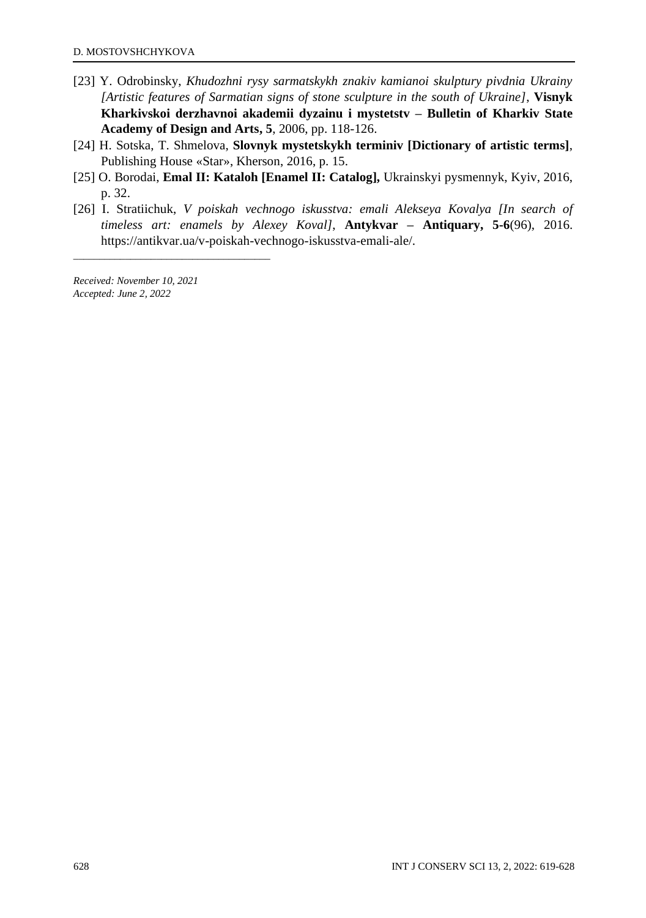[23] Y. Odrobinsky, *Khudozhni rysy sarmatskykh znakiv kamianoi skulptury pivdnia Ukrainy [Artistic features of Sarmatian signs of stone sculpture in the south of Ukraine]*, **Visnyk Kharkivskoi derzhavnoi akademii dyzainu i mystetstv – Bulletin of Kharkiv State Academy of Design and Arts, 5**, 2006, pp. 118-126.

[24] H. Sotska, T. Shmelova, **Slovnyk mystetskykh terminiv [Dictionary of artistic terms]**, Publishing House «Star», Kherson, 2016, p. 15.

[25] O. Borodai, **Emal II: Kataloh [Enamel II: Catalog],** Ukrainskyi pysmennyk, Kyiv, 2016, p. 32.

[26] I. Stratiichuk, *V poiskah vechnogo iskusstva: emali Alekseya Kovalya [In search of timeless art: enamels by Alexey Koval]*, **Antykvar – Antiquary, 5-6**(96), 2016. https://antikvar.ua/v-poiskah-vechnogo-iskusstva-emali-ale/.

---

*Received: November 10, 2021*
*Accepted: June 2, 2022*